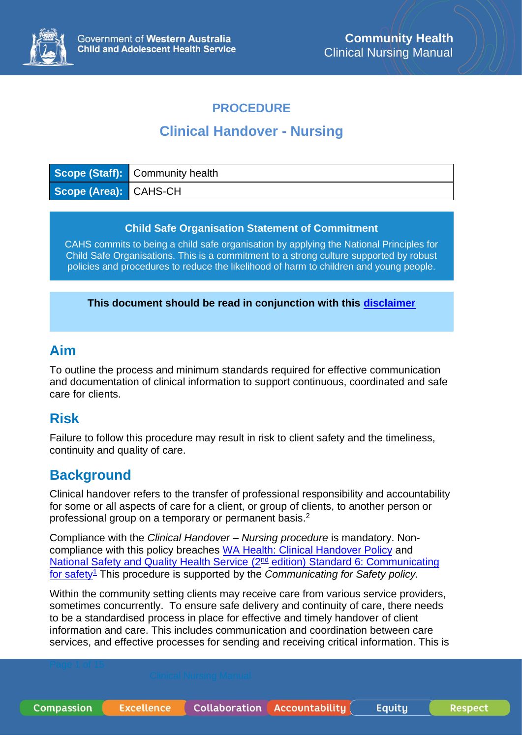# PROCEDURE

## Clinical Handover - Nursing

| Scope (Staff): | Community health |
| --- | --- |
| Scope (Area): | CAHS-CH |

**Child Safe Organisation Statement of Commitment**

CAHS commits to being a child safe organisation by applying the National Principles for Child Safe Organisations. This is a commitment to a strong culture supported by robust policies and procedures to reduce the likelihood of harm to children and young people.

**This document should be read in conjunction with this disclaimer**

## Aim

To outline the process and minimum standards required for effective communication and documentation of clinical information to support continuous, coordinated and safe care for clients.

## Risk

Failure to follow this procedure may result in risk to client safety and the timeliness, continuity and quality of care.

## Background

Clinical handover refers to the transfer of professional responsibility and accountability for some or all aspects of care for a client, or group of clients, to another person or professional group on a temporary or permanent basis.[2]

Compliance with the *Clinical Handover – Nursing procedure* is mandatory. Non-compliance with this policy breaches WA Health: Clinical Handover Policy and National Safety and Quality Health Service (2nd edition) Standard 6: Communicating for safety[1] This procedure is supported by the *Communicating for Safety policy.*

Within the community setting clients may receive care from various service providers, sometimes concurrently. To ensure safe delivery and continuity of care, there needs to be a standardised process in place for effective and timely handover of client information and care. This includes communication and coordination between care services, and effective processes for sending and receiving critical information. This is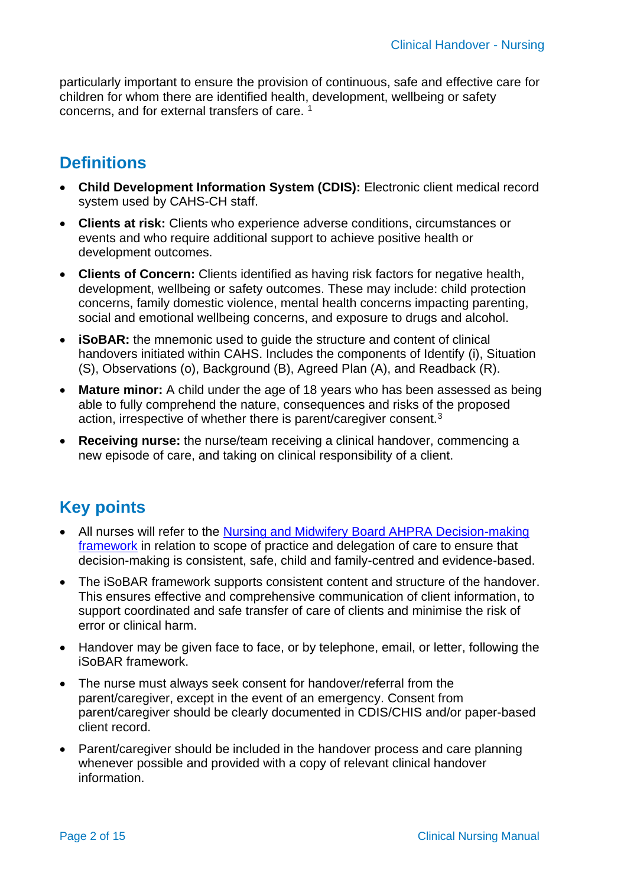particularly important to ensure the provision of continuous, safe and effective care for children for whom there are identified health, development, wellbeing or safety concerns, and for external transfers of care. [1]

## Definitions

- **Child Development Information System (CDIS):** Electronic client medical record system used by CAHS-CH staff.
- **Clients at risk:** Clients who experience adverse conditions, circumstances or events and who require additional support to achieve positive health or development outcomes.
- **Clients of Concern:** Clients identified as having risk factors for negative health, development, wellbeing or safety outcomes. These may include: child protection concerns, family domestic violence, mental health concerns impacting parenting, social and emotional wellbeing concerns, and exposure to drugs and alcohol.
- **iSoBAR:** the mnemonic used to guide the structure and content of clinical handovers initiated within CAHS. Includes the components of Identify (i), Situation (S), Observations (o), Background (B), Agreed Plan (A), and Readback (R).
- **Mature minor:** A child under the age of 18 years who has been assessed as being able to fully comprehend the nature, consequences and risks of the proposed action, irrespective of whether there is parent/caregiver consent.[3]
- **Receiving nurse:** the nurse/team receiving a clinical handover, commencing a new episode of care, and taking on clinical responsibility of a client.

## Key points

- All nurses will refer to the [Nursing and Midwifery Board AHPRA Decision-making framework]() in relation to scope of practice and delegation of care to ensure that decision-making is consistent, safe, child and family-centred and evidence-based.
- The iSoBAR framework supports consistent content and structure of the handover. This ensures effective and comprehensive communication of client information, to support coordinated and safe transfer of care of clients and minimise the risk of error or clinical harm.
- Handover may be given face to face, or by telephone, email, or letter, following the iSoBAR framework.
- The nurse must always seek consent for handover/referral from the parent/caregiver, except in the event of an emergency. Consent from parent/caregiver should be clearly documented in CDIS/CHIS and/or paper-based client record.
- Parent/caregiver should be included in the handover process and care planning whenever possible and provided with a copy of relevant clinical handover information.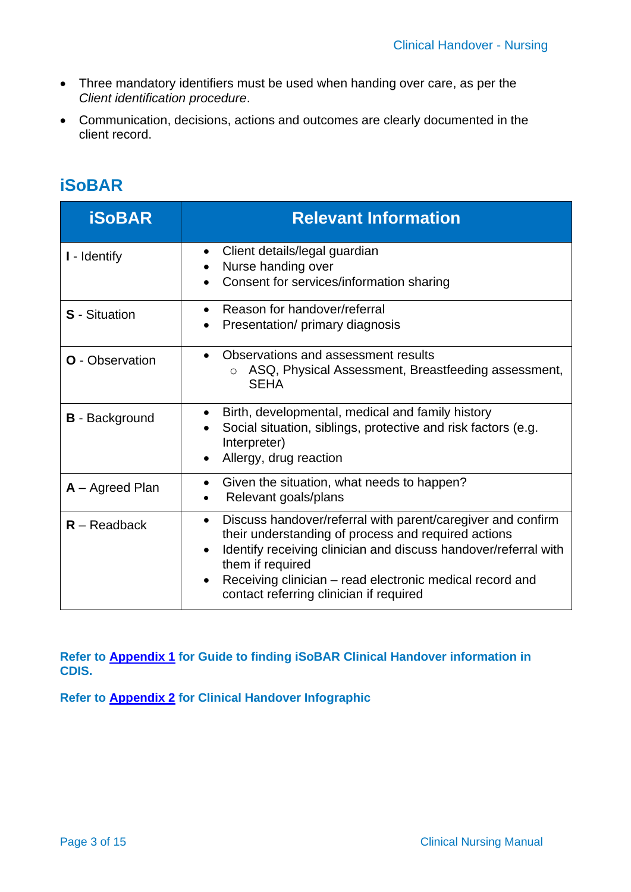- Three mandatory identifiers must be used when handing over care, as per the *Client identification procedure*.
- Communication, decisions, actions and outcomes are clearly documented in the client record.

## iSoBAR

| iSoBAR | Relevant Information |
| --- | --- |
| **I** - Identify | • Client details/legal guardian<br>• Nurse handing over<br>• Consent for services/information sharing |
| **S** - Situation | • Reason for handover/referral<br>• Presentation/ primary diagnosis |
| **O** - Observation | • Observations and assessment results<br>  ○ ASQ, Physical Assessment, Breastfeeding assessment, SEHA |
| **B** - Background | • Birth, developmental, medical and family history<br>• Social situation, siblings, protective and risk factors (e.g. Interpreter)<br>• Allergy, drug reaction |
| **A** – Agreed Plan | • Given the situation, what needs to happen?<br>• Relevant goals/plans |
| **R** – Readback | • Discuss handover/referral with parent/caregiver and confirm their understanding of process and required actions<br>• Identify receiving clinician and discuss handover/referral with them if required<br>• Receiving clinician – read electronic medical record and contact referring clinician if required |

**Refer to Appendix 1 for Guide to finding iSoBAR Clinical Handover information in CDIS.**

**Refer to Appendix 2 for Clinical Handover Infographic**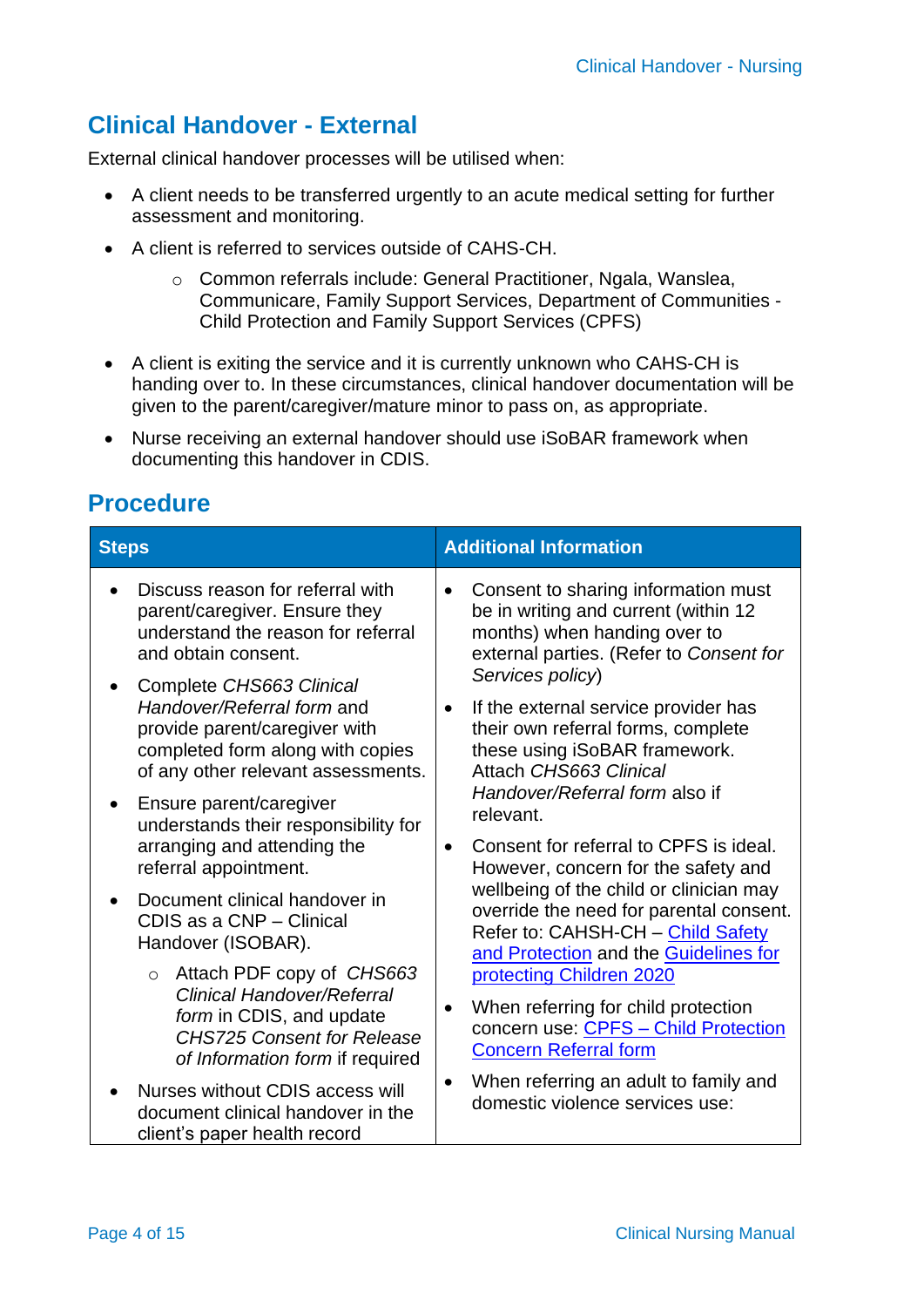## Clinical Handover - External

External clinical handover processes will be utilised when:

- A client needs to be transferred urgently to an acute medical setting for further assessment and monitoring.
- A client is referred to services outside of CAHS-CH.
    - Common referrals include: General Practitioner, Ngala, Wanslea, Communicare, Family Support Services, Department of Communities - Child Protection and Family Support Services (CPFS)
- A client is exiting the service and it is currently unknown who CAHS-CH is handing over to. In these circumstances, clinical handover documentation will be given to the parent/caregiver/mature minor to pass on, as appropriate.
- Nurse receiving an external handover should use iSoBAR framework when documenting this handover in CDIS.

## Procedure

| Steps | Additional Information |
|---|---|
| • Discuss reason for referral with parent/caregiver. Ensure they understand the reason for referral and obtain consent.<br>• Complete *CHS663 Clinical Handover/Referral form* and provide parent/caregiver with completed form along with copies of any other relevant assessments.<br>• Ensure parent/caregiver understands their responsibility for arranging and attending the referral appointment.<br>• Document clinical handover in CDIS as a CNP – Clinical Handover (ISOBAR).<br>&nbsp;&nbsp;&nbsp;&nbsp;○ Attach PDF copy of *CHS663 Clinical Handover/Referral form* in CDIS, and update *CHS725 Consent for Release of Information form* if required<br>• Nurses without CDIS access will document clinical handover in the client's paper health record | • Consent to sharing information must be in writing and current (within 12 months) when handing over to external parties. (Refer to *Consent for Services policy*)<br>• If the external service provider has their own referral forms, complete these using iSoBAR framework. Attach *CHS663 Clinical Handover/Referral form* also if relevant.<br>• Consent for referral to CPFS is ideal. However, concern for the safety and wellbeing of the child or clinician may override the need for parental consent. Refer to: CAHSH-CH – Child Safety and Protection and the Guidelines for protecting Children 2020<br>• When referring for child protection concern use: CPFS – Child Protection Concern Referral form<br>• When referring an adult to family and domestic violence services use: |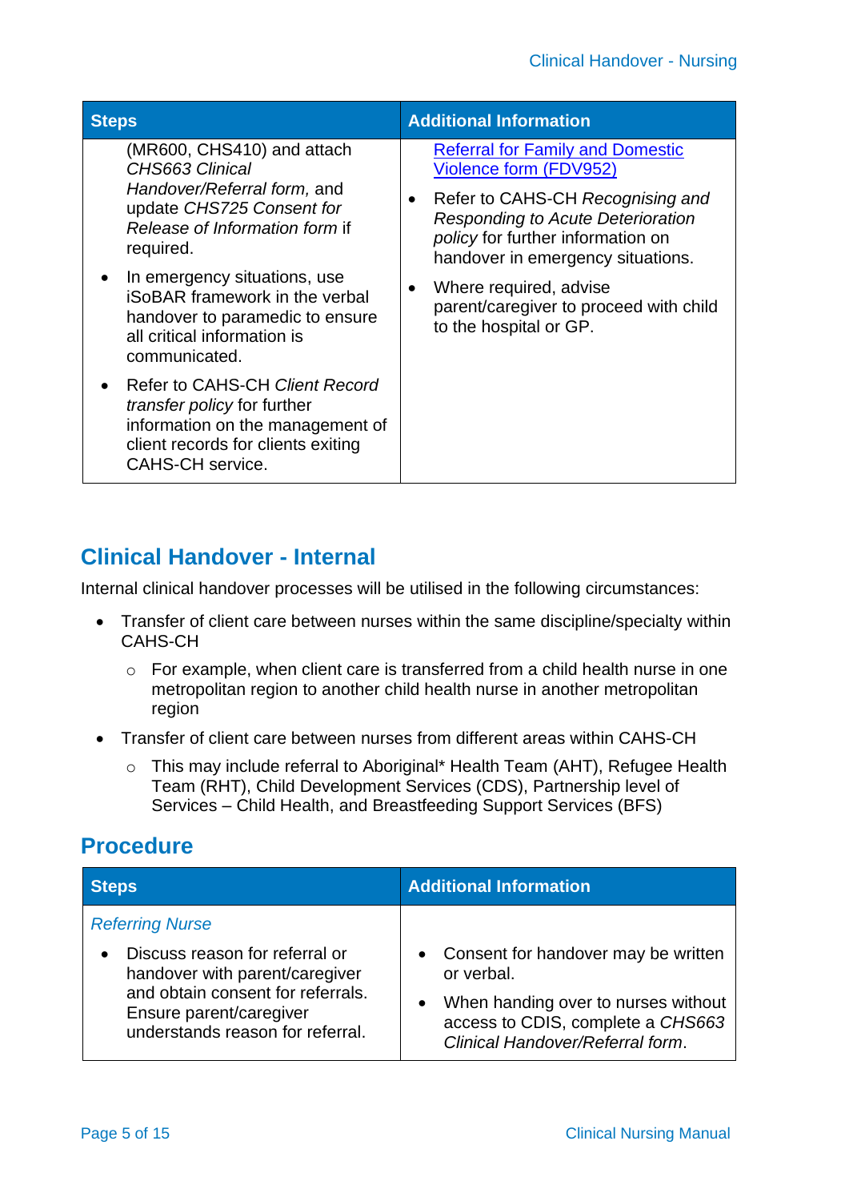| Steps | Additional Information |
|---|---|
| (MR600, CHS410) and attach *CHS663 Clinical Handover/Referral form,* and update *CHS725 Consent for Release of Information form* if required.<br>• In emergency situations, use iSoBAR framework in the verbal handover to paramedic to ensure all critical information is communicated.<br>• Refer to CAHS-CH *Client Record transfer policy* for further information on the management of client records for clients exiting CAHS-CH service. | Referral for Family and Domestic Violence form (FDV952)<br>• Refer to CAHS-CH *Recognising and Responding to Acute Deterioration policy* for further information on handover in emergency situations.<br>• Where required, advise parent/caregiver to proceed with child to the hospital or GP. |

## Clinical Handover - Internal

Internal clinical handover processes will be utilised in the following circumstances:

- Transfer of client care between nurses within the same discipline/specialty within CAHS-CH
  - For example, when client care is transferred from a child health nurse in one metropolitan region to another child health nurse in another metropolitan region
- Transfer of client care between nurses from different areas within CAHS-CH
  - This may include referral to Aboriginal* Health Team (AHT), Refugee Health Team (RHT), Child Development Services (CDS), Partnership level of Services – Child Health, and Breastfeeding Support Services (BFS)

## Procedure

| Steps | Additional Information |
|---|---|
| *Referring Nurse*<br>• Discuss reason for referral or handover with parent/caregiver and obtain consent for referrals. Ensure parent/caregiver understands reason for referral. | • Consent for handover may be written or verbal.<br>• When handing over to nurses without access to CDIS, complete a *CHS663 Clinical Handover/Referral form*. |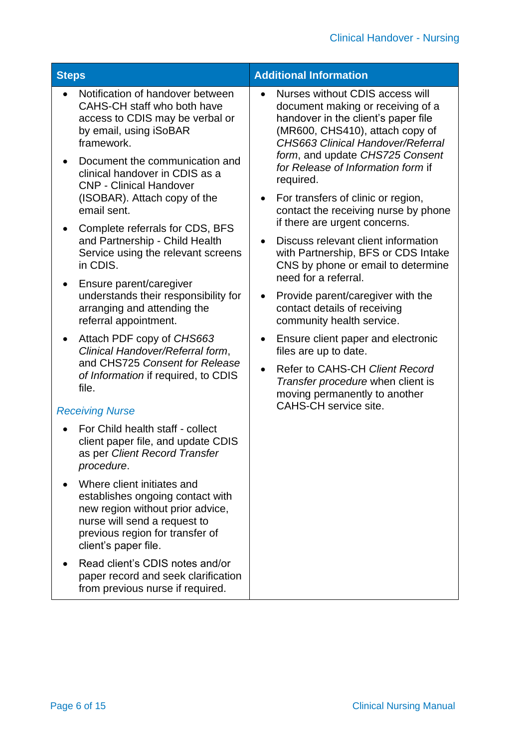| Steps | Additional Information |
|---|---|
| • Notification of handover between CAHS-CH staff who both have access to CDIS may be verbal or by email, using iSoBAR framework.<br>• Document the communication and clinical handover in CDIS as a CNP - Clinical Handover (ISOBAR). Attach copy of the email sent.<br>• Complete referrals for CDS, BFS and Partnership - Child Health Service using the relevant screens in CDIS.<br>• Ensure parent/caregiver understands their responsibility for arranging and attending the referral appointment.<br>• Attach PDF copy of *CHS663 Clinical Handover/Referral form*, and CHS725 *Consent for Release of Information* if required, to CDIS file.<br><br>*Receiving Nurse*<br><br>• For Child health staff - collect client paper file, and update CDIS as per *Client Record Transfer procedure*.<br>• Where client initiates and establishes ongoing contact with new region without prior advice, nurse will send a request to previous region for transfer of client's paper file.<br>• Read client's CDIS notes and/or paper record and seek clarification from previous nurse if required. | • Nurses without CDIS access will document making or receiving of a handover in the client's paper file (MR600, CHS410), attach copy of *CHS663 Clinical Handover/Referral form*, and update *CHS725 Consent for Release of Information form* if required.<br>• For transfers of clinic or region, contact the receiving nurse by phone if there are urgent concerns.<br>• Discuss relevant client information with Partnership, BFS or CDS Intake CNS by phone or email to determine need for a referral.<br>• Provide parent/caregiver with the contact details of receiving community health service.<br>• Ensure client paper and electronic files are up to date.<br>• Refer to CAHS-CH *Client Record Transfer procedure* when client is moving permanently to another CAHS-CH service site. |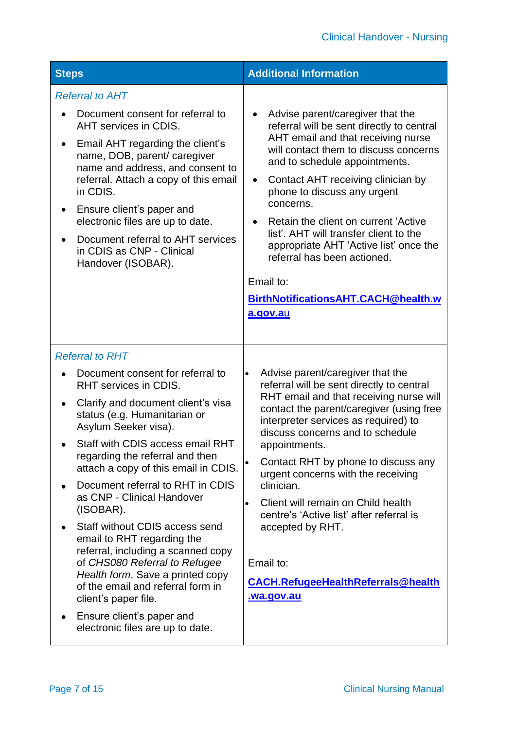| Steps | Additional Information |
| --- | --- |
| *Referral to AHT*<br>• Document consent for referral to AHT services in CDIS.<br>• Email AHT regarding the client's name, DOB, parent/ caregiver name and address, and consent to referral. Attach a copy of this email in CDIS.<br>• Ensure client's paper and electronic files are up to date.<br>• Document referral to AHT services in CDIS as CNP - Clinical Handover (ISOBAR). | • Advise parent/caregiver that the referral will be sent directly to central AHT email and that receiving nurse will contact them to discuss concerns and to schedule appointments.<br>• Contact AHT receiving clinician by phone to discuss any urgent concerns.<br>• Retain the client on current 'Active list'. AHT will transfer client to the appropriate AHT 'Active list' once the referral has been actioned.<br><br>Email to:<br>**[BirthNotificationsAHT.CACH@health.wa.gov.au](mailto:BirthNotificationsAHT.CACH@health.wa.gov.au)** |
| *Referral to RHT*<br>• Document consent for referral to RHT services in CDIS.<br>• Clarify and document client's visa status (e.g. Humanitarian or Asylum Seeker visa).<br>• Staff with CDIS access email RHT regarding the referral and then attach a copy of this email in CDIS.<br>• Document referral to RHT in CDIS as CNP - Clinical Handover (ISOBAR).<br>• Staff without CDIS access send email to RHT regarding the referral, including a scanned copy of *CHS080 Referral to Refugee Health form*. Save a printed copy of the email and referral form in client's paper file.<br>• Ensure client's paper and electronic files are up to date. | • Advise parent/caregiver that the referral will be sent directly to central RHT email and that receiving nurse will contact the parent/caregiver (using free interpreter services as required) to discuss concerns and to schedule appointments.<br>• Contact RHT by phone to discuss any urgent concerns with the receiving clinician.<br>• Client will remain on Child health centre's 'Active list' after referral is accepted by RHT.<br><br>Email to:<br>**[CACH.RefugeeHealthReferrals@health.wa.gov.au](mailto:CACH.RefugeeHealthReferrals@health.wa.gov.au)** |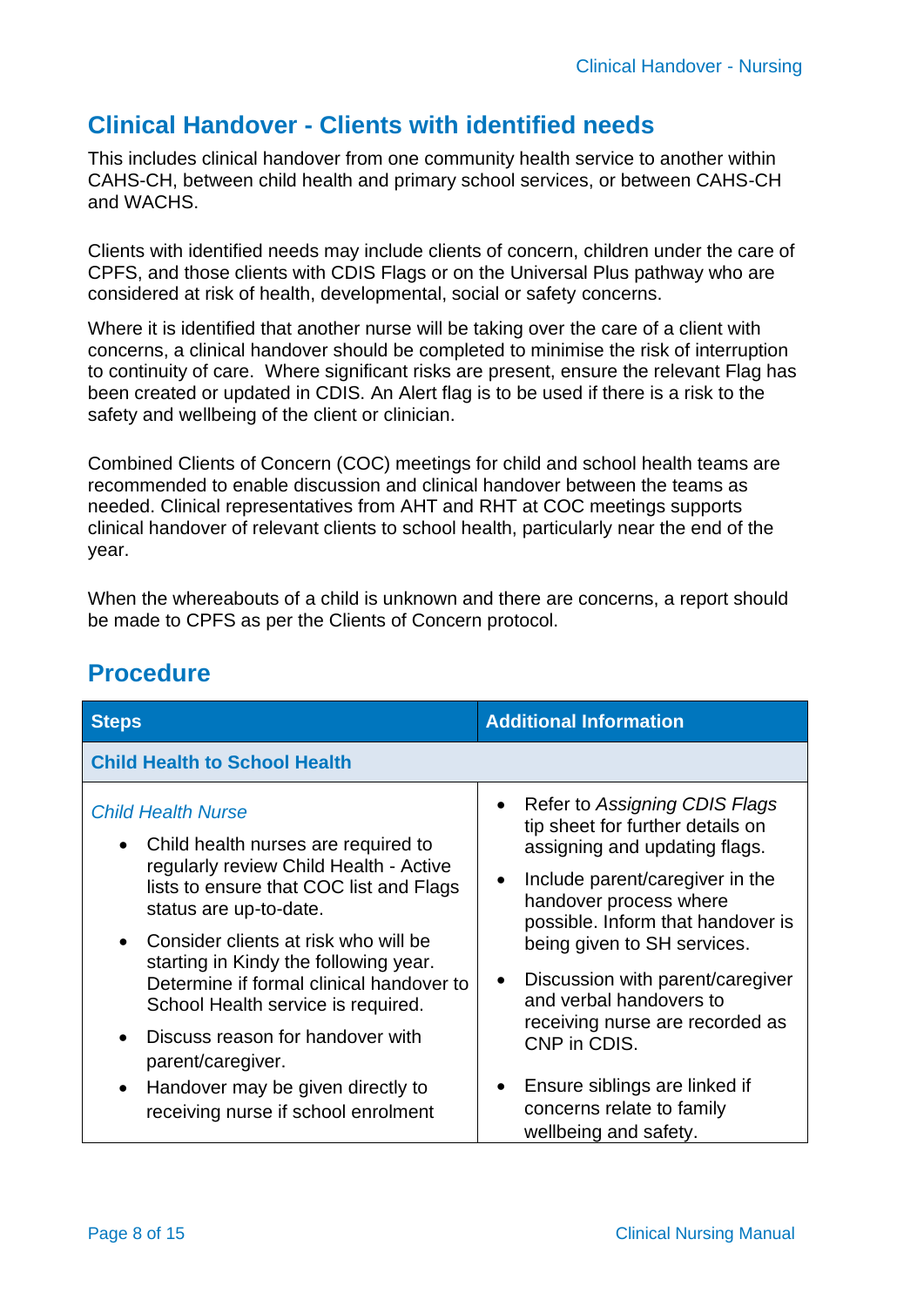## Clinical Handover - Clients with identified needs

This includes clinical handover from one community health service to another within CAHS-CH, between child health and primary school services, or between CAHS-CH and WACHS.

Clients with identified needs may include clients of concern, children under the care of CPFS, and those clients with CDIS Flags or on the Universal Plus pathway who are considered at risk of health, developmental, social or safety concerns.

Where it is identified that another nurse will be taking over the care of a client with concerns, a clinical handover should be completed to minimise the risk of interruption to continuity of care. Where significant risks are present, ensure the relevant Flag has been created or updated in CDIS. An Alert flag is to be used if there is a risk to the safety and wellbeing of the client or clinician.

Combined Clients of Concern (COC) meetings for child and school health teams are recommended to enable discussion and clinical handover between the teams as needed. Clinical representatives from AHT and RHT at COC meetings supports clinical handover of relevant clients to school health, particularly near the end of the year.

When the whereabouts of a child is unknown and there are concerns, a report should be made to CPFS as per the Clients of Concern protocol.

## Procedure

| Steps | Additional Information |
|---|---|
| **Child Health to School Health** | |
| *Child Health Nurse*<br>• Child health nurses are required to regularly review Child Health - Active lists to ensure that COC list and Flags status are up-to-date.<br>• Consider clients at risk who will be starting in Kindy the following year. Determine if formal clinical handover to School Health service is required.<br>• Discuss reason for handover with parent/caregiver.<br>• Handover may be given directly to receiving nurse if school enrolment | • Refer to *Assigning CDIS Flags* tip sheet for further details on assigning and updating flags.<br>• Include parent/caregiver in the handover process where possible. Inform that handover is being given to SH services.<br>• Discussion with parent/caregiver and verbal handovers to receiving nurse are recorded as CNP in CDIS.<br>• Ensure siblings are linked if concerns relate to family wellbeing and safety. |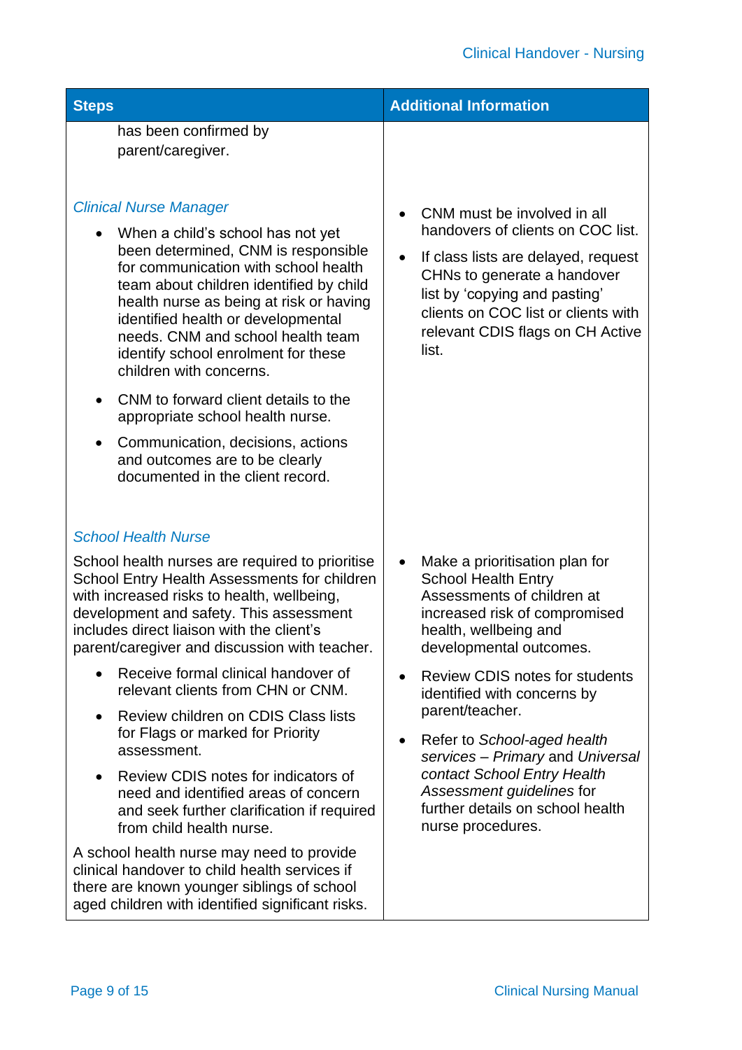| Steps | Additional Information |
|---|---|
| has been confirmed by parent/caregiver. | |
| *Clinical Nurse Manager*<br><br>• When a child's school has not yet been determined, CNM is responsible for communication with school health team about children identified by child health nurse as being at risk or having identified health or developmental needs. CNM and school health team identify school enrolment for these children with concerns.<br>• CNM to forward client details to the appropriate school health nurse.<br>• Communication, decisions, actions and outcomes are to be clearly documented in the client record. | • CNM must be involved in all handovers of clients on COC list.<br>• If class lists are delayed, request CHNs to generate a handover list by 'copying and pasting' clients on COC list or clients with relevant CDIS flags on CH Active list. |
| *School Health Nurse*<br><br>School health nurses are required to prioritise School Entry Health Assessments for children with increased risks to health, wellbeing, development and safety. This assessment includes direct liaison with the client's parent/caregiver and discussion with teacher.<br><br>• Receive formal clinical handover of relevant clients from CHN or CNM.<br>• Review children on CDIS Class lists for Flags or marked for Priority assessment.<br>• Review CDIS notes for indicators of need and identified areas of concern and seek further clarification if required from child health nurse.<br><br>A school health nurse may need to provide clinical handover to child health services if there are known younger siblings of school aged children with identified significant risks. | • Make a prioritisation plan for School Health Entry Assessments of children at increased risk of compromised health, wellbeing and developmental outcomes.<br>• Review CDIS notes for students identified with concerns by parent/teacher.<br>• Refer to *School-aged health services – Primary* and *Universal contact School Entry Health Assessment guidelines* for further details on school health nurse procedures. |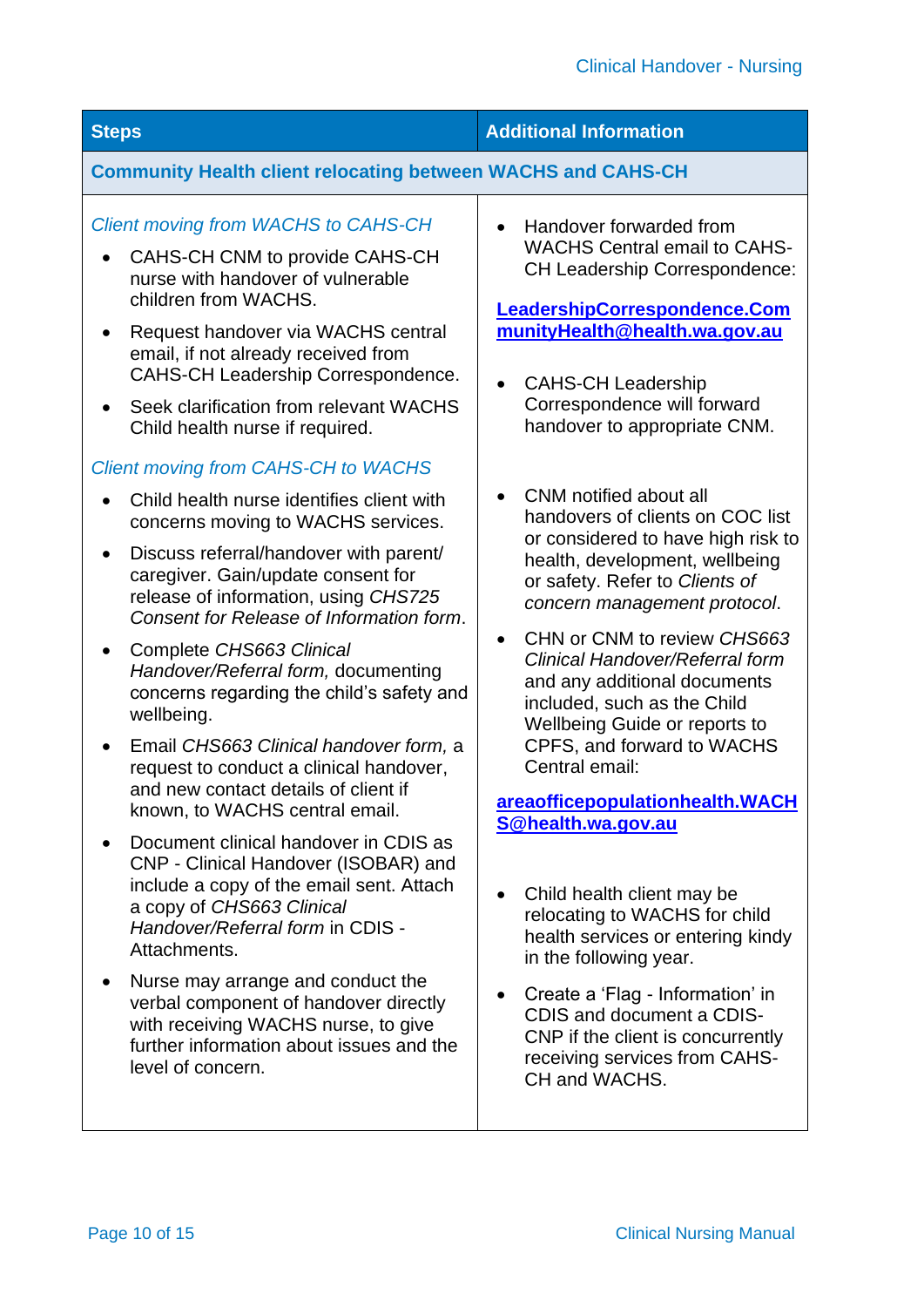| Steps | Additional Information |
|---|---|
| **Community Health client relocating between WACHS and CAHS-CH** | |
| *Client moving from WACHS to CAHS-CH*<br>• CAHS-CH CNM to provide CAHS-CH nurse with handover of vulnerable children from WACHS.<br>• Request handover via WACHS central email, if not already received from CAHS-CH Leadership Correspondence.<br>• Seek clarification from relevant WACHS Child health nurse if required.<br><br>*Client moving from CAHS-CH to WACHS*<br>• Child health nurse identifies client with concerns moving to WACHS services.<br>• Discuss referral/handover with parent/ caregiver. Gain/update consent for release of information, using *CHS725 Consent for Release of Information form*.<br>• Complete *CHS663 Clinical Handover/Referral form,* documenting concerns regarding the child's safety and wellbeing.<br>• Email *CHS663 Clinical handover form,* a request to conduct a clinical handover, and new contact details of client if known, to WACHS central email.<br>• Document clinical handover in CDIS as CNP - Clinical Handover (ISOBAR) and include a copy of the email sent. Attach a copy of *CHS663 Clinical Handover/Referral form* in CDIS - Attachments.<br>• Nurse may arrange and conduct the verbal component of handover directly with receiving WACHS nurse, to give further information about issues and the level of concern. | • Handover forwarded from WACHS Central email to CAHS-CH Leadership Correspondence:<br><br>**LeadershipCorrespondence.CommunityHealth@health.wa.gov.au**<br><br>• CAHS-CH Leadership Correspondence will forward handover to appropriate CNM.<br><br>• CNM notified about all handovers of clients on COC list or considered to have high risk to health, development, wellbeing or safety. Refer to *Clients of concern management protocol*.<br>• CHN or CNM to review *CHS663 Clinical Handover/Referral form* and any additional documents included, such as the Child Wellbeing Guide or reports to CPFS, and forward to WACHS Central email:<br><br>**areaofficepopulationhealth.WACHS@health.wa.gov.au**<br><br>• Child health client may be relocating to WACHS for child health services or entering kindy in the following year.<br>• Create a 'Flag - Information' in CDIS and document a CDIS-CNP if the client is concurrently receiving services from CAHS-CH and WACHS. |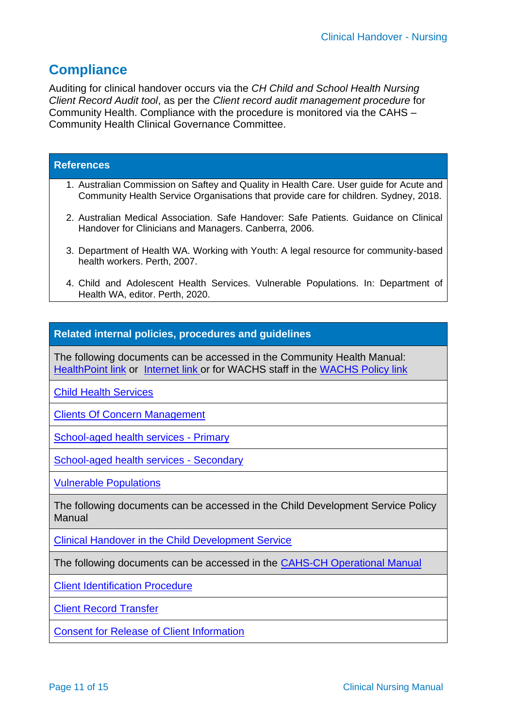## Compliance

Auditing for clinical handover occurs via the *CH Child and School Health Nursing Client Record Audit tool*, as per the *Client record audit management procedure* for Community Health. Compliance with the procedure is monitored via the CAHS – Community Health Clinical Governance Committee.

| References |
| --- |
| 1. Australian Commission on Saftey and Quality in Health Care. User guide for Acute and Community Health Service Organisations that provide care for children. Sydney, 2018.<br><br>2. Australian Medical Association. Safe Handover: Safe Patients. Guidance on Clinical Handover for Clinicians and Managers. Canberra, 2006.<br><br>3. Department of Health WA. Working with Youth: A legal resource for community-based health workers. Perth, 2007.<br><br>4. Child and Adolescent Health Services. Vulnerable Populations. In: Department of Health WA, editor. Perth, 2020. |

| Related internal policies, procedures and guidelines |
| --- |
| The following documents can be accessed in the Community Health Manual: HealthPoint link or Internet link or for WACHS staff in the WACHS Policy link |
| Child Health Services |
| Clients Of Concern Management |
| School-aged health services - Primary |
| School-aged health services - Secondary |
| Vulnerable Populations |
| The following documents can be accessed in the Child Development Service Policy Manual |
| Clinical Handover in the Child Development Service |
| The following documents can be accessed in the CAHS-CH Operational Manual |
| Client Identification Procedure |
| Client Record Transfer |
| Consent for Release of Client Information |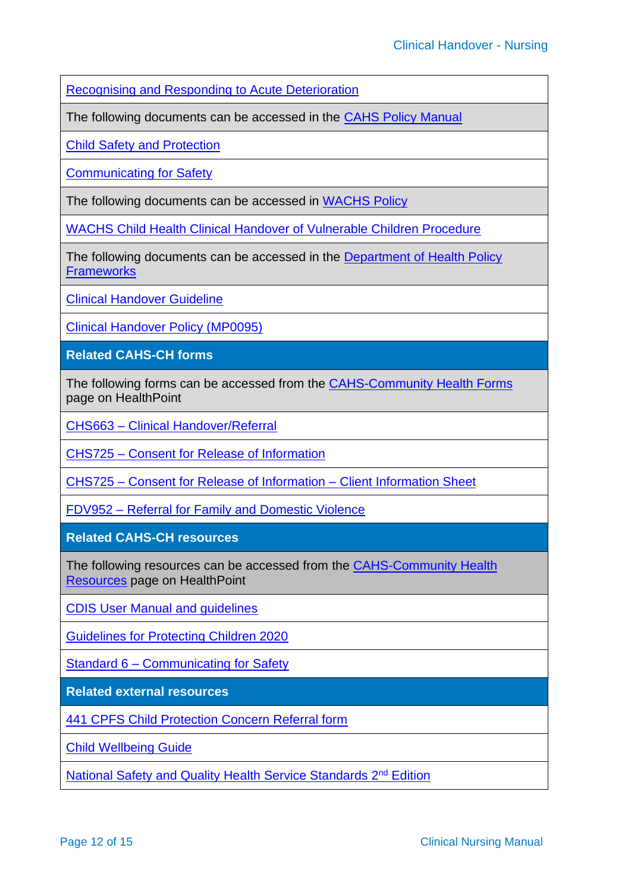| Recognising and Responding to Acute Deterioration |
|---|
| The following documents can be accessed in the CAHS Policy Manual |
| Child Safety and Protection |
| Communicating for Safety |
| The following documents can be accessed in WACHS Policy |
| WACHS Child Health Clinical Handover of Vulnerable Children Procedure |
| The following documents can be accessed in the Department of Health Policy Frameworks |
| Clinical Handover Guideline |
| Clinical Handover Policy (MP0095) |
| **Related CAHS-CH forms** |
| The following forms can be accessed from the CAHS-Community Health Forms page on HealthPoint |
| CHS663 – Clinical Handover/Referral |
| CHS725 – Consent for Release of Information |
| CHS725 – Consent for Release of Information – Client Information Sheet |
| FDV952 – Referral for Family and Domestic Violence |
| **Related CAHS-CH resources** |
| The following resources can be accessed from the CAHS-Community Health Resources page on HealthPoint |
| CDIS User Manual and guidelines |
| Guidelines for Protecting Children 2020 |
| Standard 6 – Communicating for Safety |
| **Related external resources** |
| 441 CPFS Child Protection Concern Referral form |
| Child Wellbeing Guide |
| National Safety and Quality Health Service Standards 2nd Edition |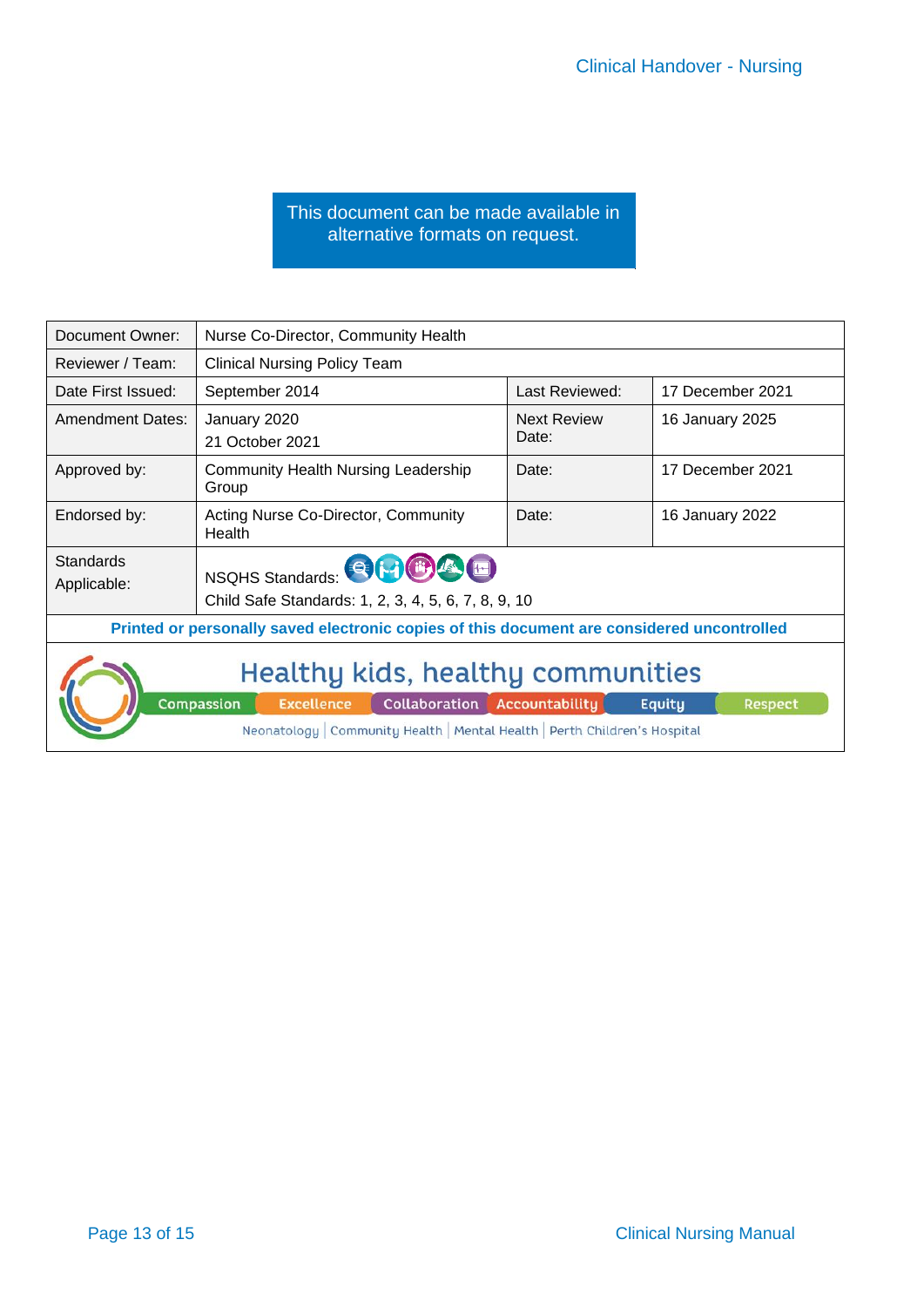This document can be made available in alternative formats on request.

| Document Owner: | Nurse Co-Director, Community Health | | |
|---|---|---|---|
| Reviewer / Team: | Clinical Nursing Policy Team | | |
| Date First Issued: | September 2014 | Last Reviewed: | 17 December 2021 |
| Amendment Dates: | January 2020<br>21 October 2021 | Next Review Date: | 16 January 2025 |
| Approved by: | Community Health Nursing Leadership Group | Date: | 17 December 2021 |
| Endorsed by: | Acting Nurse Co-Director, Community Health | Date: | 16 January 2022 |
| Standards Applicable: | NSQHS Standards:<br>Child Safe Standards: 1, 2, 3, 4, 5, 6, 7, 8, 9, 10 | | |

**Printed or personally saved electronic copies of this document are considered uncontrolled**

Healthy kids, healthy communities

Compassion | Excellence | Collaboration | Accountability | Equity | Respect

Neonatology | Community Health | Mental Health | Perth Children's Hospital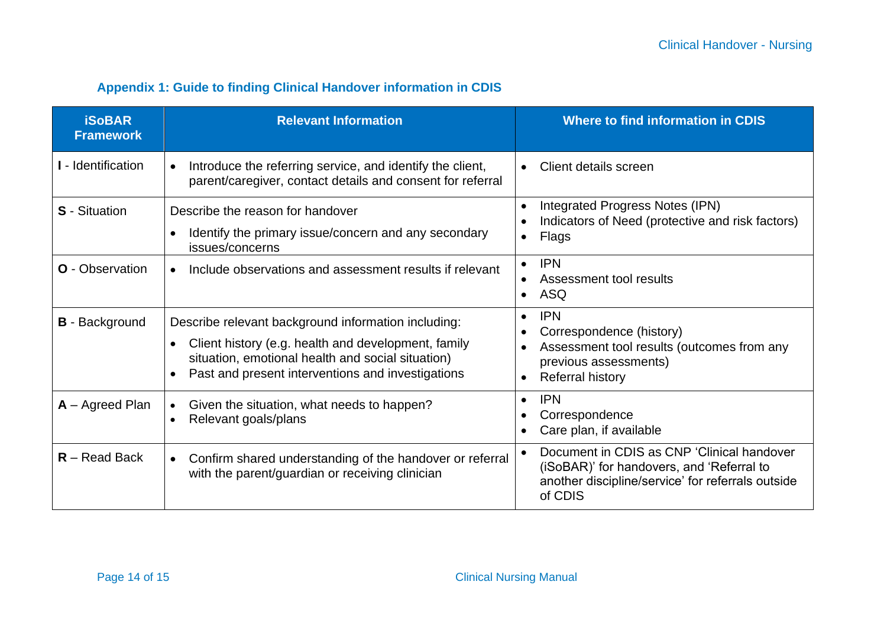## Appendix 1: Guide to finding Clinical Handover information in CDIS

| iSoBAR Framework | Relevant Information | Where to find information in CDIS |
| --- | --- | --- |
| **I** - Identification | • Introduce the referring service, and identify the client, parent/caregiver, contact details and consent for referral | • Client details screen |
| **S** - Situation | Describe the reason for handover<br>• Identify the primary issue/concern and any secondary issues/concerns | • Integrated Progress Notes (IPN)<br>• Indicators of Need (protective and risk factors)<br>• Flags |
| **O** - Observation | • Include observations and assessment results if relevant | • IPN<br>• Assessment tool results<br>• ASQ |
| **B** - Background | Describe relevant background information including:<br>• Client history (e.g. health and development, family situation, emotional health and social situation)<br>• Past and present interventions and investigations | • IPN<br>• Correspondence (history)<br>• Assessment tool results (outcomes from any previous assessments)<br>• Referral history |
| **A** – Agreed Plan | • Given the situation, what needs to happen?<br>• Relevant goals/plans | • IPN<br>• Correspondence<br>• Care plan, if available |
| **R** – Read Back | • Confirm shared understanding of the handover or referral with the parent/guardian or receiving clinician | • Document in CDIS as CNP 'Clinical handover (iSoBAR)' for handovers, and 'Referral to another discipline/service' for referrals outside of CDIS |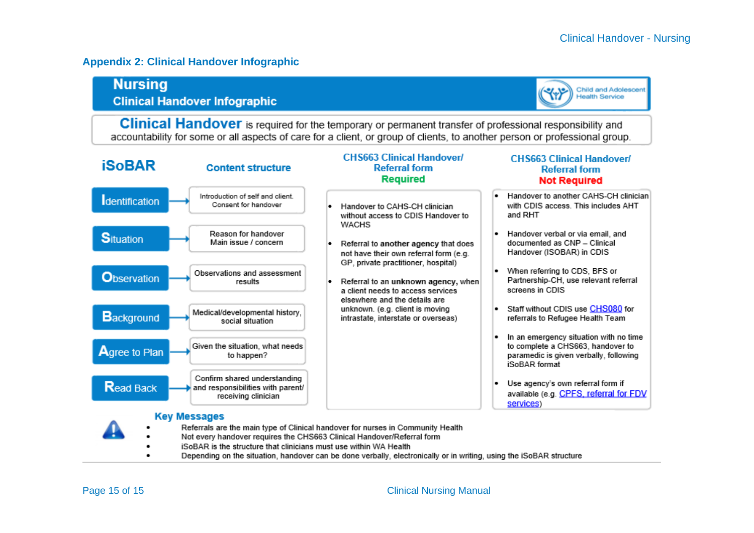## Appendix 2: Clinical Handover Infographic

# Nursing
## Clinical Handover Infographic

Child and Adolescent Health Service

**Clinical Handover** is required for the temporary or permanent transfer of professional responsibility and accountability for some or all aspects of care for a client, or group of clients, to another person or professional group.

| iSoBAR | Content structure |
|---|---|
| **I**dentification | Introduction of self and client. Consent for handover |
| **S**ituation | Reason for handover Main issue / concern |
| **O**bservation | Observations and assessment results |
| **B**ackground | Medical/developmental history, social situation |
| **A**gree to Plan | Given the situation, what needs to happen? |
| **R**ead Back | Confirm shared understanding and responsibilities with parent/ receiving clinician |

### CHS663 Clinical Handover/ Referral form **Required**

- Handover to CAHS-CH clinician without access to CDIS Handover to WACHS
- Referral to **another agency** that does not have their own referral form (e.g. GP, private practitioner, hospital)
- Referral to an **unknown agency,** when a client needs to access services elsewhere and the details are unknown. (e.g. client is moving intrastate, interstate or overseas)

### CHS663 Clinical Handover/ Referral form **Not Required**

- Handover to another CAHS-CH clinician with CDIS access. This includes AHT and RHT
- Handover verbal or via email, and documented as CNP – Clinical Handover (ISOBAR) in CDIS
- When referring to CDS, BFS or Partnership-CH, use relevant referral screens in CDIS
- Staff without CDIS use CHS080 for referrals to Refugee Health Team
- In an emergency situation with no time to complete a CHS663, handover to paramedic is given verbally, following iSoBAR format
- Use agency's own referral form if available (e.g. CPFS, referral for FDV services)

### Key Messages

- Referrals are the main type of Clinical handover for nurses in Community Health
- Not every handover requires the CHS663 Clinical Handover/Referral form
- iSoBAR is the structure that clinicians must use within WA Health
- Depending on the situation, handover can be done verbally, electronically or in writing, using the iSoBAR structure